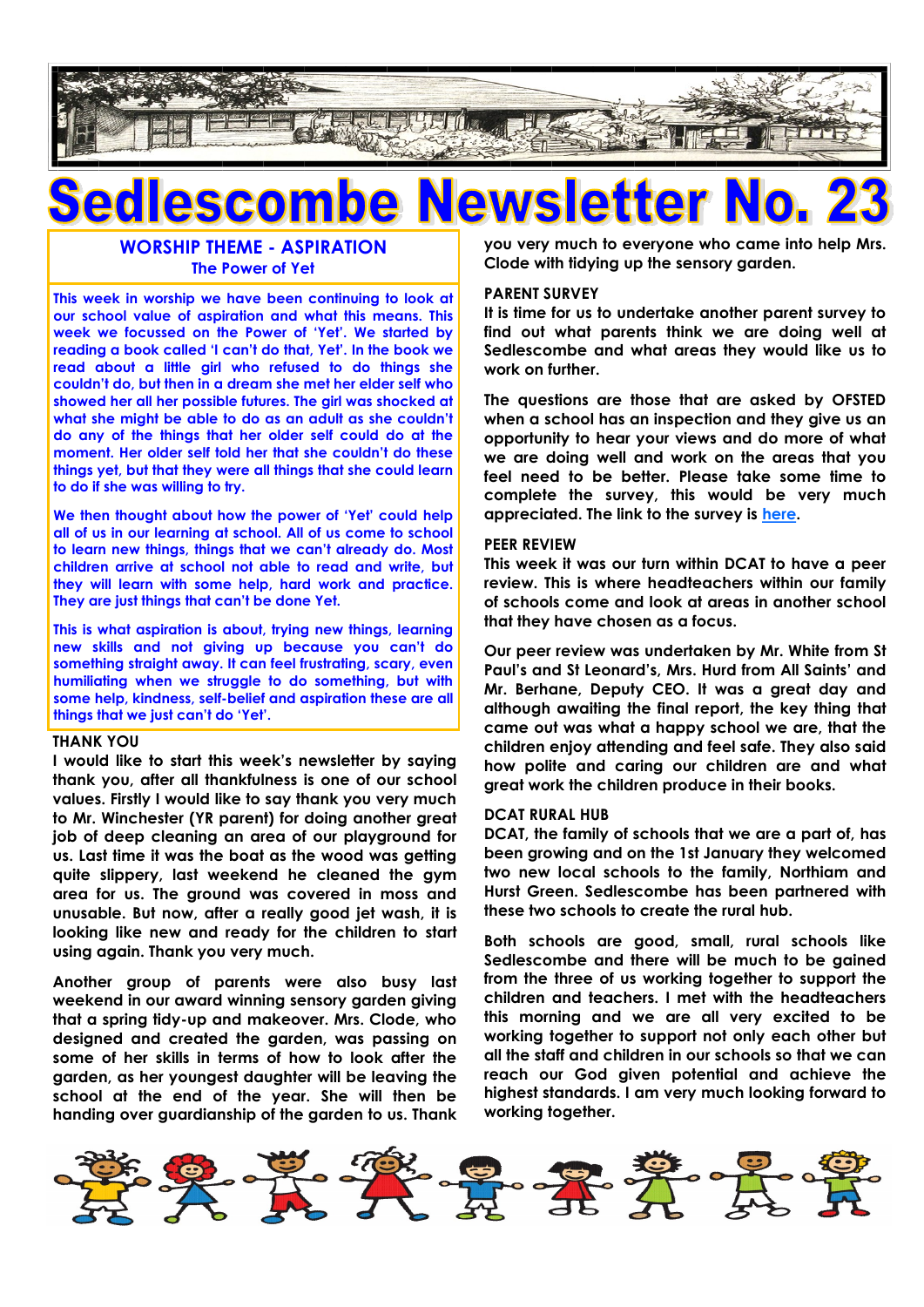# Sedlescombe Newsletter No. 23

## WORSHIP THEME - ASPIRATION

### The Power of Yet

This week in worship we have been continuing to look at our school value of aspiration and what this means. This week we focussed on the Power of 'Yet'. We started by reading a book called 'I can't do that, Yet'. In the book we read about a little girl who refused to do things she couldn't do, but then in a dream she met her elder self who showed her all her possible futures. The girl was shocked at what she might be able to do as an adult as she couldn't do any of the things that her older self could do at the moment. Her older self told her that she couldn't do these things yet, but that they were all things that she could learn to do if she was willing to try.

We then thought about how the power of 'Yet' could help all of us in our learning at school. All of us come to school to learn new things, things that we can't already do. Most children arrive at school not able to read and write, but they will learn with some help, hard work and practice. They are just things that can't be done Yet.

This is what aspiration is about, trying new things, learning new skills and not giving up because you can't do something straight away. It can feel frustrating, scary, even humiliating when we struggle to do something, but with some help, kindness, self-belief and aspiration these are all things that we just can't do 'Yet'.

## THANK YOU

I would like to start this week's newsletter by saying thank you, after all thankfulness is one of our school values. Firstly I would like to say thank you very much to Mr. Winchester (YR parent) for doing another great job of deep cleaning an area of our playground for us. Last time it was the boat as the wood was getting quite slippery, last weekend he cleaned the gym area for us. The ground was covered in moss and unusable. But now, after a really good jet wash, it is looking like new and ready for the children to start using again. Thank you very much.

Another group of parents were also busy last weekend in our award winning sensory garden giving that a spring tidy-up and makeover. Mrs. Clode, who designed and created the garden, was passing on some of her skills in terms of how to look after the garden, as her youngest daughter will be leaving the school at the end of the year. She will then be handing over guardianship of the garden to us. Thank you very much to everyone who came into help Mrs. Clode with tidying up the sensory garden.

## PARENT SURVEY

It is time for us to undertake another parent survey to find out what parents think we are doing well at Sedlescombe and what areas they would like us to work on further.

The questions are those that are asked by OFSTED when a school has an inspection and they give us an opportunity to hear your views and do more of what we are doing well and work on the areas that you feel need to be better. Please take some time to complete the survey, this would be very much appreciated. The link to the survey is here.

## PEER REVIEW

This week it was our turn within DCAT to have a peer review. This is where headteachers within our family of schools come and look at areas in another school that they have chosen as a focus.

Our peer review was undertaken by Mr. White from St Paul's and St Leonard's, Mrs. Hurd from All Saints' and Mr. Berhane, Deputy CEO. It was a great day and although awaiting the final report, the key thing that came out was what a happy school we are, that the children enjoy attending and feel safe. They also said how polite and caring our children are and what great work the children produce in their books.

## DCAT RURAL HUB

DCAT, the family of schools that we are a part of, has been growing and on the 1st January they welcomed two new local schools to the family, Northiam and Hurst Green. Sedlescombe has been partnered with these two schools to create the rural hub.

Both schools are good, small, rural schools like Sedlescombe and there will be much to be gained from the three of us working together to support the children and teachers. I met with the headteachers this morning and we are all very excited to be working together to support not only each other but all the staff and children in our schools so that we can reach our God given potential and achieve the highest standards. I am very much looking forward to working together.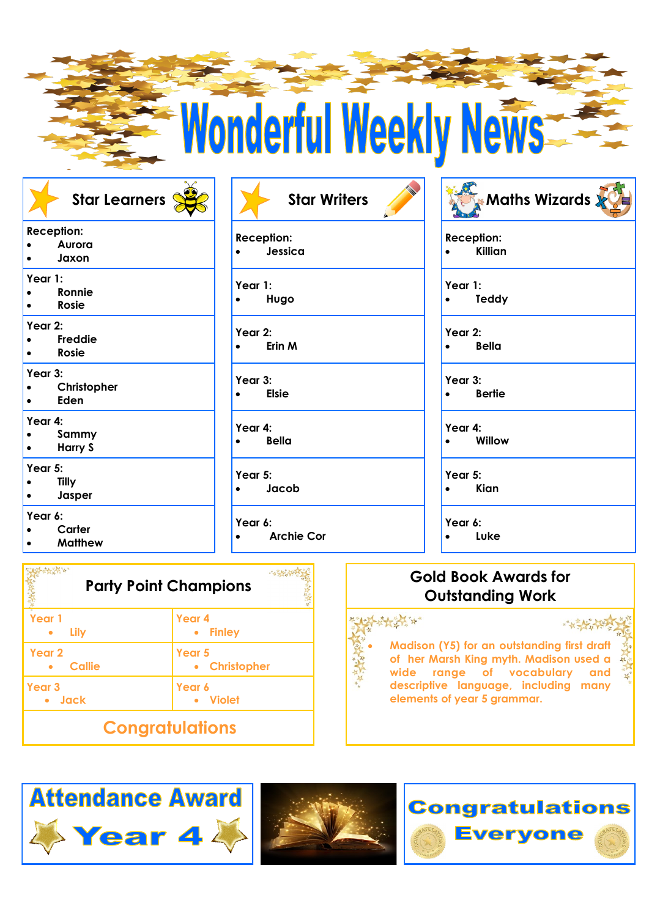# Wonderful Weekly News

## Star Learners

**Reception:**
- Aurora
- Jaxon

**Year 1:**
- Ronnie
- Rosie

**Year 2:**
- Freddie
- Rosie

**Year 3:**
- Christopher
- Eden

**Year 4:**
- Sammy
- Harry S

**Year 5:**
- Tilly
- Jasper

**Year 6:**
- Carter
- Matthew

## Star Writers

**Reception:**
- Jessica

**Year 1:**
- Hugo

**Year 2:**
- Erin M

**Year 3:**
- Elsie

**Year 4:**
- Bella

**Year 5:**
- Jacob

**Year 6:**
- Archie Cor

## Maths Wizards

**Reception:**
- Killian

**Year 1:**
- Teddy

**Year 2:**
- Bella

**Year 3:**
- Bertie

**Year 4:**
- Willow

**Year 5:**
- Kian

**Year 6:**
- Luke

## Party Point Champions

| | |
|---|---|
| Year 1<br>• Lily | Year 4<br>• Finley |
| Year 2<br>• Callie | Year 5<br>• Christopher |
| Year 3<br>• Jack | Year 6<br>• Violet |

Congratulations

## Gold Book Awards for Outstanding Work

- Madison (Y5) for an outstanding first draft of her Marsh King myth. Madison used a wide range of vocabulary and descriptive language, including many elements of year 5 grammar.

## Attendance Award

Year 4

Congratulations Everyone